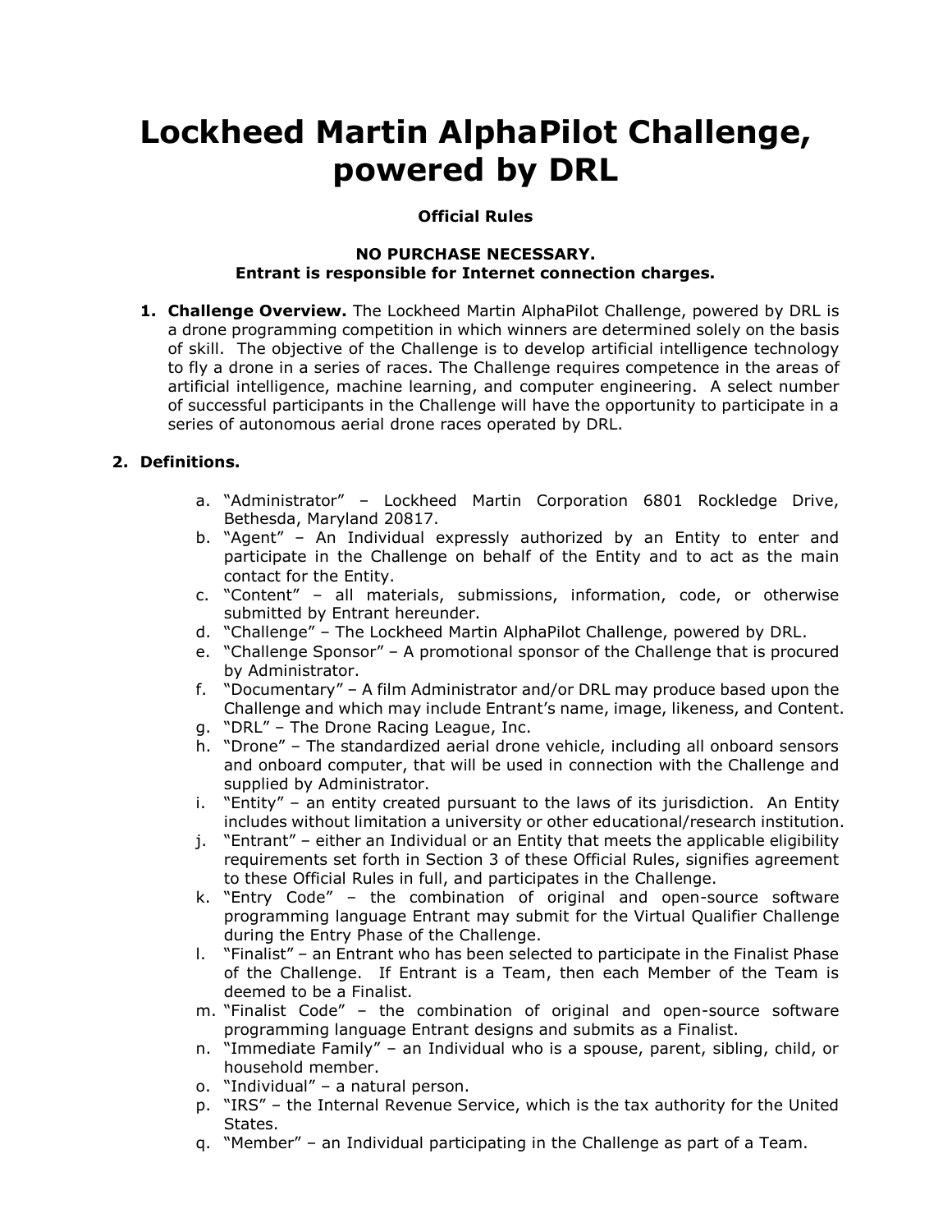# Lockheed Martin AlphaPilot Challenge, powered by DRL

**Official Rules**

**NO PURCHASE NECESSARY.**
**Entrant is responsible for Internet connection charges.**

1. **Challenge Overview.** The Lockheed Martin AlphaPilot Challenge, powered by DRL is a drone programming competition in which winners are determined solely on the basis of skill. The objective of the Challenge is to develop artificial intelligence technology to fly a drone in a series of races. The Challenge requires competence in the areas of artificial intelligence, machine learning, and computer engineering. A select number of successful participants in the Challenge will have the opportunity to participate in a series of autonomous aerial drone races operated by DRL.

2. **Definitions.**

    a. "Administrator" – Lockheed Martin Corporation 6801 Rockledge Drive, Bethesda, Maryland 20817.
    b. "Agent" – An Individual expressly authorized by an Entity to enter and participate in the Challenge on behalf of the Entity and to act as the main contact for the Entity.
    c. "Content" – all materials, submissions, information, code, or otherwise submitted by Entrant hereunder.
    d. "Challenge" – The Lockheed Martin AlphaPilot Challenge, powered by DRL.
    e. "Challenge Sponsor" – A promotional sponsor of the Challenge that is procured by Administrator.
    f. "Documentary" – A film Administrator and/or DRL may produce based upon the Challenge and which may include Entrant's name, image, likeness, and Content.
    g. "DRL" – The Drone Racing League, Inc.
    h. "Drone" – The standardized aerial drone vehicle, including all onboard sensors and onboard computer, that will be used in connection with the Challenge and supplied by Administrator.
    i. "Entity" – an entity created pursuant to the laws of its jurisdiction. An Entity includes without limitation a university or other educational/research institution.
    j. "Entrant" – either an Individual or an Entity that meets the applicable eligibility requirements set forth in Section 3 of these Official Rules, signifies agreement to these Official Rules in full, and participates in the Challenge.
    k. "Entry Code" – the combination of original and open-source software programming language Entrant may submit for the Virtual Qualifier Challenge during the Entry Phase of the Challenge.
    l. "Finalist" – an Entrant who has been selected to participate in the Finalist Phase of the Challenge. If Entrant is a Team, then each Member of the Team is deemed to be a Finalist.
    m. "Finalist Code" – the combination of original and open-source software programming language Entrant designs and submits as a Finalist.
    n. "Immediate Family" – an Individual who is a spouse, parent, sibling, child, or household member.
    o. "Individual" – a natural person.
    p. "IRS" – the Internal Revenue Service, which is the tax authority for the United States.
    q. "Member" – an Individual participating in the Challenge as part of a Team.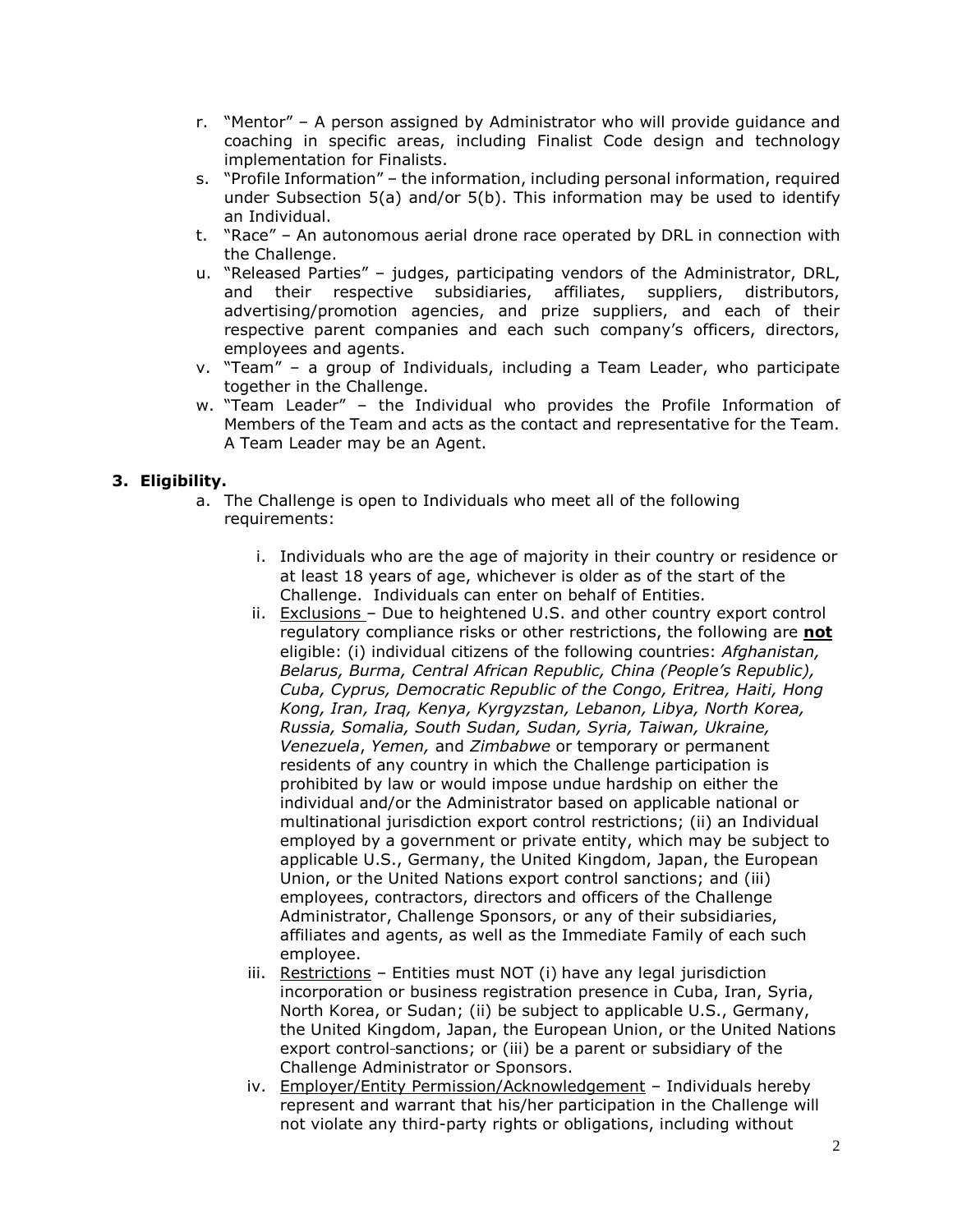r. "Mentor" – A person assigned by Administrator who will provide guidance and coaching in specific areas, including Finalist Code design and technology implementation for Finalists.

s. "Profile Information" – the information, including personal information, required under Subsection 5(a) and/or 5(b). This information may be used to identify an Individual.

t. "Race" – An autonomous aerial drone race operated by DRL in connection with the Challenge.

u. "Released Parties" – judges, participating vendors of the Administrator, DRL, and their respective subsidiaries, affiliates, suppliers, distributors, advertising/promotion agencies, and prize suppliers, and each of their respective parent companies and each such company's officers, directors, employees and agents.

v. "Team" – a group of Individuals, including a Team Leader, who participate together in the Challenge.

w. "Team Leader" – the Individual who provides the Profile Information of Members of the Team and acts as the contact and representative for the Team. A Team Leader may be an Agent.

## 3. Eligibility.

a. The Challenge is open to Individuals who meet all of the following requirements:

   i. Individuals who are the age of majority in their country or residence or at least 18 years of age, whichever is older as of the start of the Challenge. Individuals can enter on behalf of Entities.

   ii. <u>Exclusions</u> – Due to heightened U.S. and other country export control regulatory compliance risks or other restrictions, the following are **<u>not</u>** eligible: (i) individual citizens of the following countries: *Afghanistan, Belarus, Burma, Central African Republic, China (People's Republic), Cuba, Cyprus, Democratic Republic of the Congo, Eritrea, Haiti, Hong Kong, Iran, Iraq, Kenya, Kyrgyzstan, Lebanon, Libya, North Korea, Russia, Somalia, South Sudan, Sudan, Syria, Taiwan, Ukraine, Venezuela*, *Yemen,* and *Zimbabwe* or temporary or permanent residents of any country in which the Challenge participation is prohibited by law or would impose undue hardship on either the individual and/or the Administrator based on applicable national or multinational jurisdiction export control restrictions; (ii) an Individual employed by a government or private entity, which may be subject to applicable U.S., Germany, the United Kingdom, Japan, the European Union, or the United Nations export control sanctions; and (iii) employees, contractors, directors and officers of the Challenge Administrator, Challenge Sponsors, or any of their subsidiaries, affiliates and agents, as well as the Immediate Family of each such employee.

   iii. <u>Restrictions</u> – Entities must NOT (i) have any legal jurisdiction incorporation or business registration presence in Cuba, Iran, Syria, North Korea, or Sudan; (ii) be subject to applicable U.S., Germany, the United Kingdom, Japan, the European Union, or the United Nations export control-sanctions; or (iii) be a parent or subsidiary of the Challenge Administrator or Sponsors.

   iv. <u>Employer/Entity Permission/Acknowledgement</u> – Individuals hereby represent and warrant that his/her participation in the Challenge will not violate any third-party rights or obligations, including without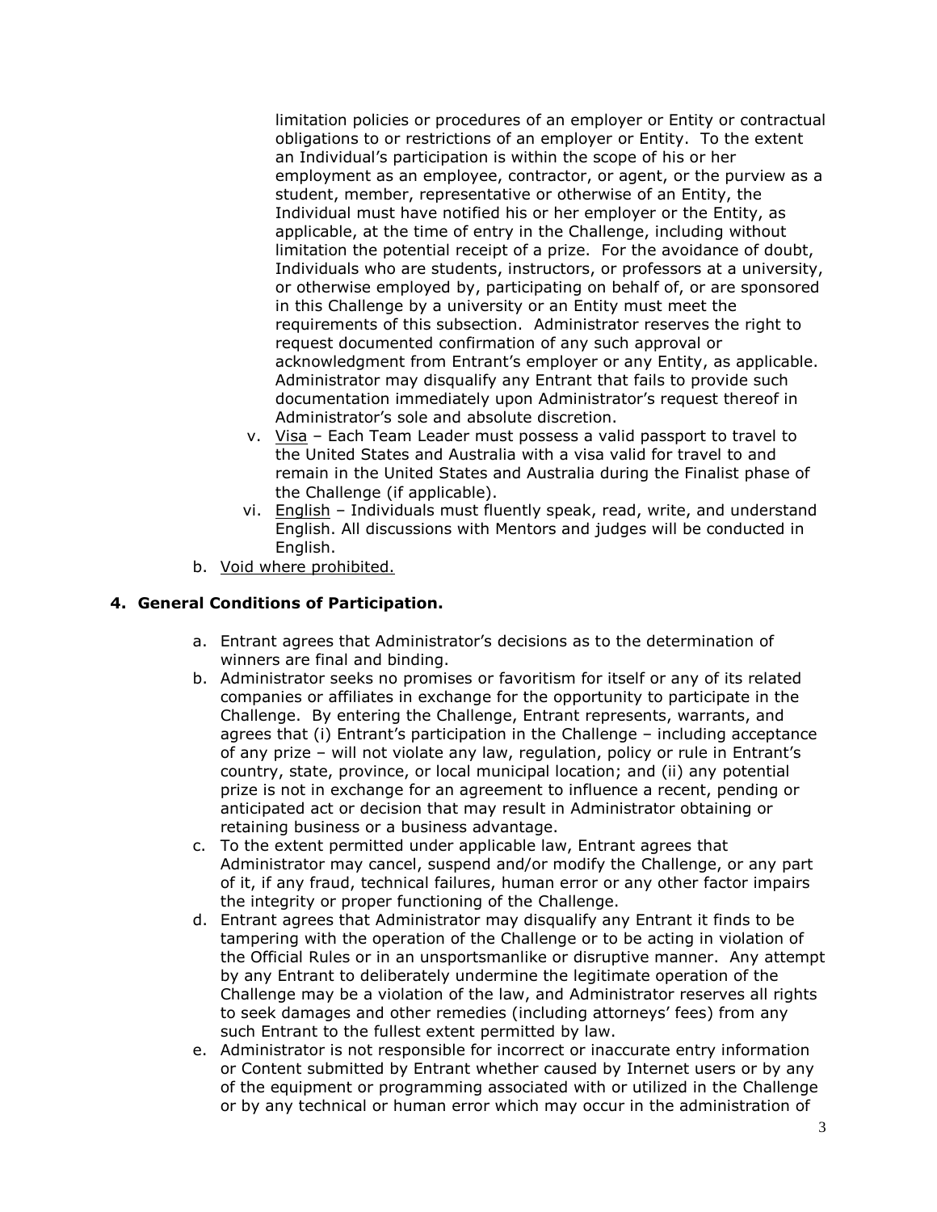limitation policies or procedures of an employer or Entity or contractual obligations to or restrictions of an employer or Entity. To the extent an Individual's participation is within the scope of his or her employment as an employee, contractor, or agent, or the purview as a student, member, representative or otherwise of an Entity, the Individual must have notified his or her employer or the Entity, as applicable, at the time of entry in the Challenge, including without limitation the potential receipt of a prize. For the avoidance of doubt, Individuals who are students, instructors, or professors at a university, or otherwise employed by, participating on behalf of, or are sponsored in this Challenge by a university or an Entity must meet the requirements of this subsection. Administrator reserves the right to request documented confirmation of any such approval or acknowledgment from Entrant's employer or any Entity, as applicable. Administrator may disqualify any Entrant that fails to provide such documentation immediately upon Administrator's request thereof in Administrator's sole and absolute discretion.

v. Visa – Each Team Leader must possess a valid passport to travel to the United States and Australia with a visa valid for travel to and remain in the United States and Australia during the Finalist phase of the Challenge (if applicable).

vi. English – Individuals must fluently speak, read, write, and understand English. All discussions with Mentors and judges will be conducted in English.

b. Void where prohibited.

## 4. General Conditions of Participation.

a. Entrant agrees that Administrator's decisions as to the determination of winners are final and binding.

b. Administrator seeks no promises or favoritism for itself or any of its related companies or affiliates in exchange for the opportunity to participate in the Challenge. By entering the Challenge, Entrant represents, warrants, and agrees that (i) Entrant's participation in the Challenge – including acceptance of any prize – will not violate any law, regulation, policy or rule in Entrant's country, state, province, or local municipal location; and (ii) any potential prize is not in exchange for an agreement to influence a recent, pending or anticipated act or decision that may result in Administrator obtaining or retaining business or a business advantage.

c. To the extent permitted under applicable law, Entrant agrees that Administrator may cancel, suspend and/or modify the Challenge, or any part of it, if any fraud, technical failures, human error or any other factor impairs the integrity or proper functioning of the Challenge.

d. Entrant agrees that Administrator may disqualify any Entrant it finds to be tampering with the operation of the Challenge or to be acting in violation of the Official Rules or in an unsportsmanlike or disruptive manner. Any attempt by any Entrant to deliberately undermine the legitimate operation of the Challenge may be a violation of the law, and Administrator reserves all rights to seek damages and other remedies (including attorneys' fees) from any such Entrant to the fullest extent permitted by law.

e. Administrator is not responsible for incorrect or inaccurate entry information or Content submitted by Entrant whether caused by Internet users or by any of the equipment or programming associated with or utilized in the Challenge or by any technical or human error which may occur in the administration of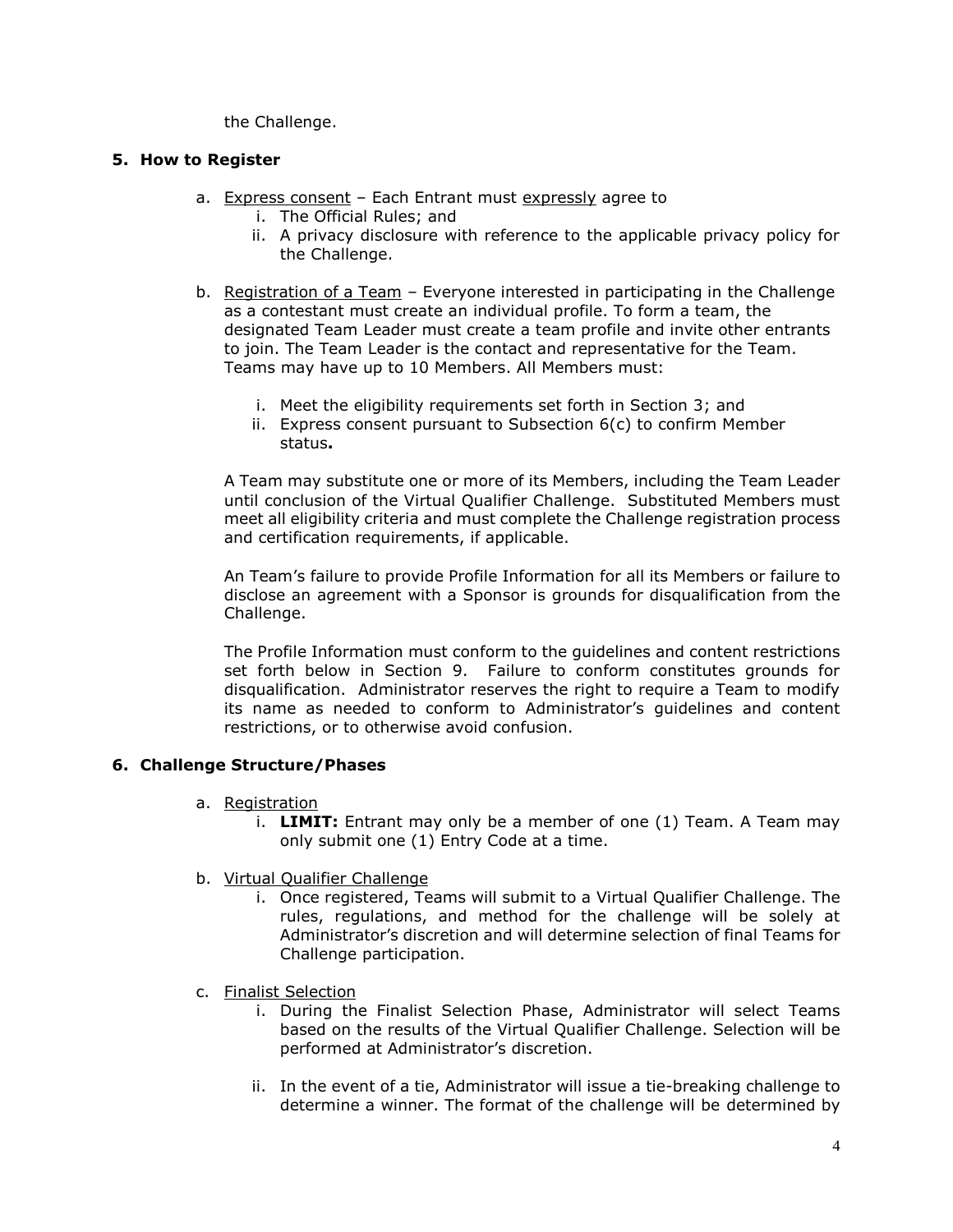the Challenge.

### 5. How to Register

a. <u>Express consent</u> – Each Entrant must <u>expressly</u> agree to
   i. The Official Rules; and
   ii. A privacy disclosure with reference to the applicable privacy policy for the Challenge.

b. <u>Registration of a Team</u> – Everyone interested in participating in the Challenge as a contestant must create an individual profile. To form a team, the designated Team Leader must create a team profile and invite other entrants to join. The Team Leader is the contact and representative for the Team. Teams may have up to 10 Members. All Members must:

   i. Meet the eligibility requirements set forth in Section 3; and
   ii. Express consent pursuant to Subsection 6(c) to confirm Member status**.**

   A Team may substitute one or more of its Members, including the Team Leader until conclusion of the Virtual Qualifier Challenge. Substituted Members must meet all eligibility criteria and must complete the Challenge registration process and certification requirements, if applicable.

   An Team's failure to provide Profile Information for all its Members or failure to disclose an agreement with a Sponsor is grounds for disqualification from the Challenge.

   The Profile Information must conform to the guidelines and content restrictions set forth below in Section 9. Failure to conform constitutes grounds for disqualification. Administrator reserves the right to require a Team to modify its name as needed to conform to Administrator's guidelines and content restrictions, or to otherwise avoid confusion.

### 6. Challenge Structure/Phases

a. <u>Registration</u>
   i. **LIMIT:** Entrant may only be a member of one (1) Team. A Team may only submit one (1) Entry Code at a time.

b. <u>Virtual Qualifier Challenge</u>
   i. Once registered, Teams will submit to a Virtual Qualifier Challenge. The rules, regulations, and method for the challenge will be solely at Administrator's discretion and will determine selection of final Teams for Challenge participation.

c. <u>Finalist Selection</u>
   i. During the Finalist Selection Phase, Administrator will select Teams based on the results of the Virtual Qualifier Challenge. Selection will be performed at Administrator's discretion.

   ii. In the event of a tie, Administrator will issue a tie-breaking challenge to determine a winner. The format of the challenge will be determined by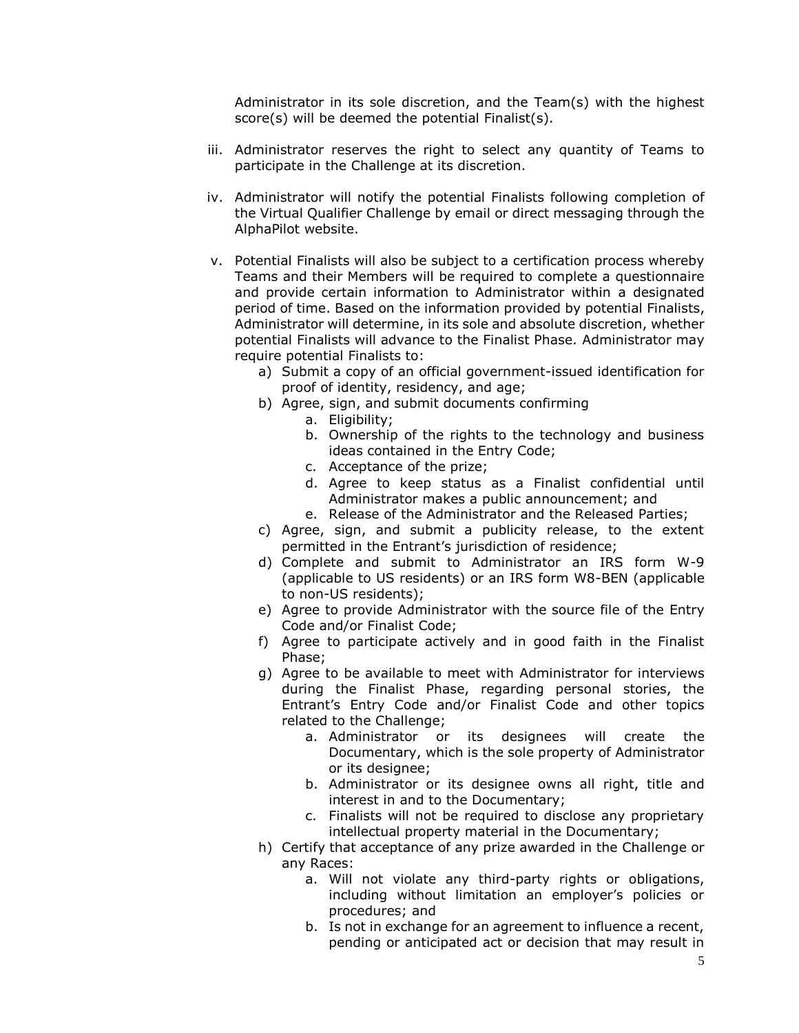Administrator in its sole discretion, and the Team(s) with the highest score(s) will be deemed the potential Finalist(s).

iii. Administrator reserves the right to select any quantity of Teams to participate in the Challenge at its discretion.

iv. Administrator will notify the potential Finalists following completion of the Virtual Qualifier Challenge by email or direct messaging through the AlphaPilot website.

v. Potential Finalists will also be subject to a certification process whereby Teams and their Members will be required to complete a questionnaire and provide certain information to Administrator within a designated period of time. Based on the information provided by potential Finalists, Administrator will determine, in its sole and absolute discretion, whether potential Finalists will advance to the Finalist Phase. Administrator may require potential Finalists to:

   a) Submit a copy of an official government-issued identification for proof of identity, residency, and age;
   b) Agree, sign, and submit documents confirming
      a. Eligibility;
      b. Ownership of the rights to the technology and business ideas contained in the Entry Code;
      c. Acceptance of the prize;
      d. Agree to keep status as a Finalist confidential until Administrator makes a public announcement; and
      e. Release of the Administrator and the Released Parties;
   c) Agree, sign, and submit a publicity release, to the extent permitted in the Entrant's jurisdiction of residence;
   d) Complete and submit to Administrator an IRS form W-9 (applicable to US residents) or an IRS form W8-BEN (applicable to non-US residents);
   e) Agree to provide Administrator with the source file of the Entry Code and/or Finalist Code;
   f) Agree to participate actively and in good faith in the Finalist Phase;
   g) Agree to be available to meet with Administrator for interviews during the Finalist Phase, regarding personal stories, the Entrant's Entry Code and/or Finalist Code and other topics related to the Challenge;
      a. Administrator or its designees will create the Documentary, which is the sole property of Administrator or its designee;
      b. Administrator or its designee owns all right, title and interest in and to the Documentary;
      c. Finalists will not be required to disclose any proprietary intellectual property material in the Documentary;
   h) Certify that acceptance of any prize awarded in the Challenge or any Races:
      a. Will not violate any third-party rights or obligations, including without limitation an employer's policies or procedures; and
      b. Is not in exchange for an agreement to influence a recent, pending or anticipated act or decision that may result in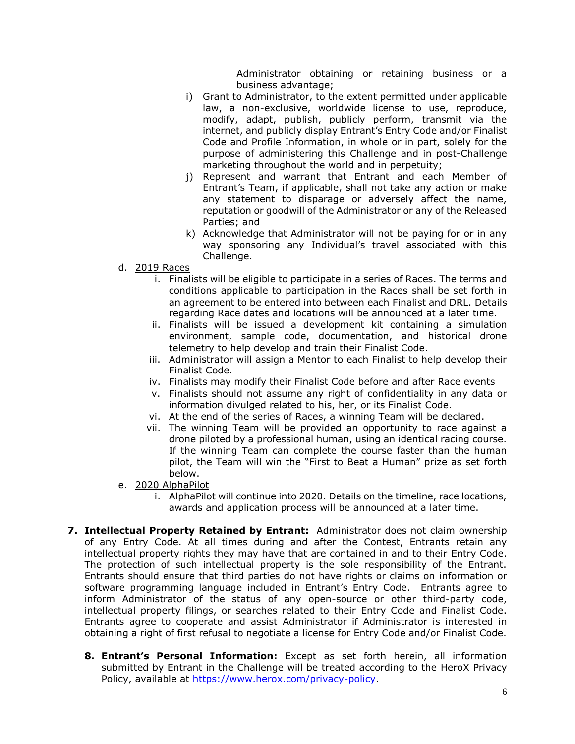Administrator obtaining or retaining business or a business advantage;

i) Grant to Administrator, to the extent permitted under applicable law, a non-exclusive, worldwide license to use, reproduce, modify, adapt, publish, publicly perform, transmit via the internet, and publicly display Entrant's Entry Code and/or Finalist Code and Profile Information, in whole or in part, solely for the purpose of administering this Challenge and in post-Challenge marketing throughout the world and in perpetuity;

j) Represent and warrant that Entrant and each Member of Entrant's Team, if applicable, shall not take any action or make any statement to disparage or adversely affect the name, reputation or goodwill of the Administrator or any of the Released Parties; and

k) Acknowledge that Administrator will not be paying for or in any way sponsoring any Individual's travel associated with this Challenge.

d. <u>2019 Races</u>

   i. Finalists will be eligible to participate in a series of Races. The terms and conditions applicable to participation in the Races shall be set forth in an agreement to be entered into between each Finalist and DRL. Details regarding Race dates and locations will be announced at a later time.

   ii. Finalists will be issued a development kit containing a simulation environment, sample code, documentation, and historical drone telemetry to help develop and train their Finalist Code.

   iii. Administrator will assign a Mentor to each Finalist to help develop their Finalist Code.

   iv. Finalists may modify their Finalist Code before and after Race events

   v. Finalists should not assume any right of confidentiality in any data or information divulged related to his, her, or its Finalist Code.

   vi. At the end of the series of Races, a winning Team will be declared.

   vii. The winning Team will be provided an opportunity to race against a drone piloted by a professional human, using an identical racing course. If the winning Team can complete the course faster than the human pilot, the Team will win the "First to Beat a Human" prize as set forth below.

e. <u>2020 AlphaPilot</u>

   i. AlphaPilot will continue into 2020. Details on the timeline, race locations, awards and application process will be announced at a later time.

**7. Intellectual Property Retained by Entrant:** Administrator does not claim ownership of any Entry Code. At all times during and after the Contest, Entrants retain any intellectual property rights they may have that are contained in and to their Entry Code. The protection of such intellectual property is the sole responsibility of the Entrant. Entrants should ensure that third parties do not have rights or claims on information or software programming language included in Entrant's Entry Code. Entrants agree to inform Administrator of the status of any open-source or other third-party code, intellectual property filings, or searches related to their Entry Code and Finalist Code. Entrants agree to cooperate and assist Administrator if Administrator is interested in obtaining a right of first refusal to negotiate a license for Entry Code and/or Finalist Code.

**8. Entrant's Personal Information:** Except as set forth herein, all information submitted by Entrant in the Challenge will be treated according to the HeroX Privacy Policy, available at [https://www.herox.com/privacy-policy](https://www.herox.com/privacy-policy).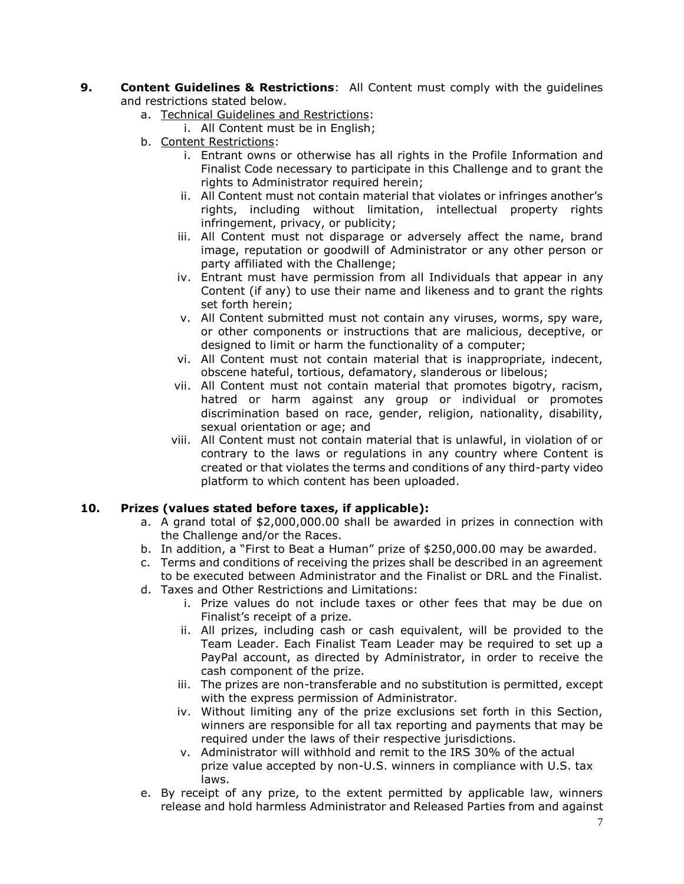9. **Content Guidelines & Restrictions**: All Content must comply with the guidelines and restrictions stated below.
   a. Technical Guidelines and Restrictions:
      i. All Content must be in English;
   b. Content Restrictions:
      i. Entrant owns or otherwise has all rights in the Profile Information and Finalist Code necessary to participate in this Challenge and to grant the rights to Administrator required herein;
      ii. All Content must not contain material that violates or infringes another's rights, including without limitation, intellectual property rights infringement, privacy, or publicity;
      iii. All Content must not disparage or adversely affect the name, brand image, reputation or goodwill of Administrator or any other person or party affiliated with the Challenge;
      iv. Entrant must have permission from all Individuals that appear in any Content (if any) to use their name and likeness and to grant the rights set forth herein;
      v. All Content submitted must not contain any viruses, worms, spy ware, or other components or instructions that are malicious, deceptive, or designed to limit or harm the functionality of a computer;
      vi. All Content must not contain material that is inappropriate, indecent, obscene hateful, tortious, defamatory, slanderous or libelous;
      vii. All Content must not contain material that promotes bigotry, racism, hatred or harm against any group or individual or promotes discrimination based on race, gender, religion, nationality, disability, sexual orientation or age; and
      viii. All Content must not contain material that is unlawful, in violation of or contrary to the laws or regulations in any country where Content is created or that violates the terms and conditions of any third-party video platform to which content has been uploaded.

10. **Prizes (values stated before taxes, if applicable):**
    a. A grand total of $2,000,000.00 shall be awarded in prizes in connection with the Challenge and/or the Races.
    b. In addition, a "First to Beat a Human" prize of $250,000.00 may be awarded.
    c. Terms and conditions of receiving the prizes shall be described in an agreement to be executed between Administrator and the Finalist or DRL and the Finalist.
    d. Taxes and Other Restrictions and Limitations:
       i. Prize values do not include taxes or other fees that may be due on Finalist's receipt of a prize.
       ii. All prizes, including cash or cash equivalent, will be provided to the Team Leader. Each Finalist Team Leader may be required to set up a PayPal account, as directed by Administrator, in order to receive the cash component of the prize.
       iii. The prizes are non-transferable and no substitution is permitted, except with the express permission of Administrator.
       iv. Without limiting any of the prize exclusions set forth in this Section, winners are responsible for all tax reporting and payments that may be required under the laws of their respective jurisdictions.
       v. Administrator will withhold and remit to the IRS 30% of the actual prize value accepted by non-U.S. winners in compliance with U.S. tax laws.
    e. By receipt of any prize, to the extent permitted by applicable law, winners release and hold harmless Administrator and Released Parties from and against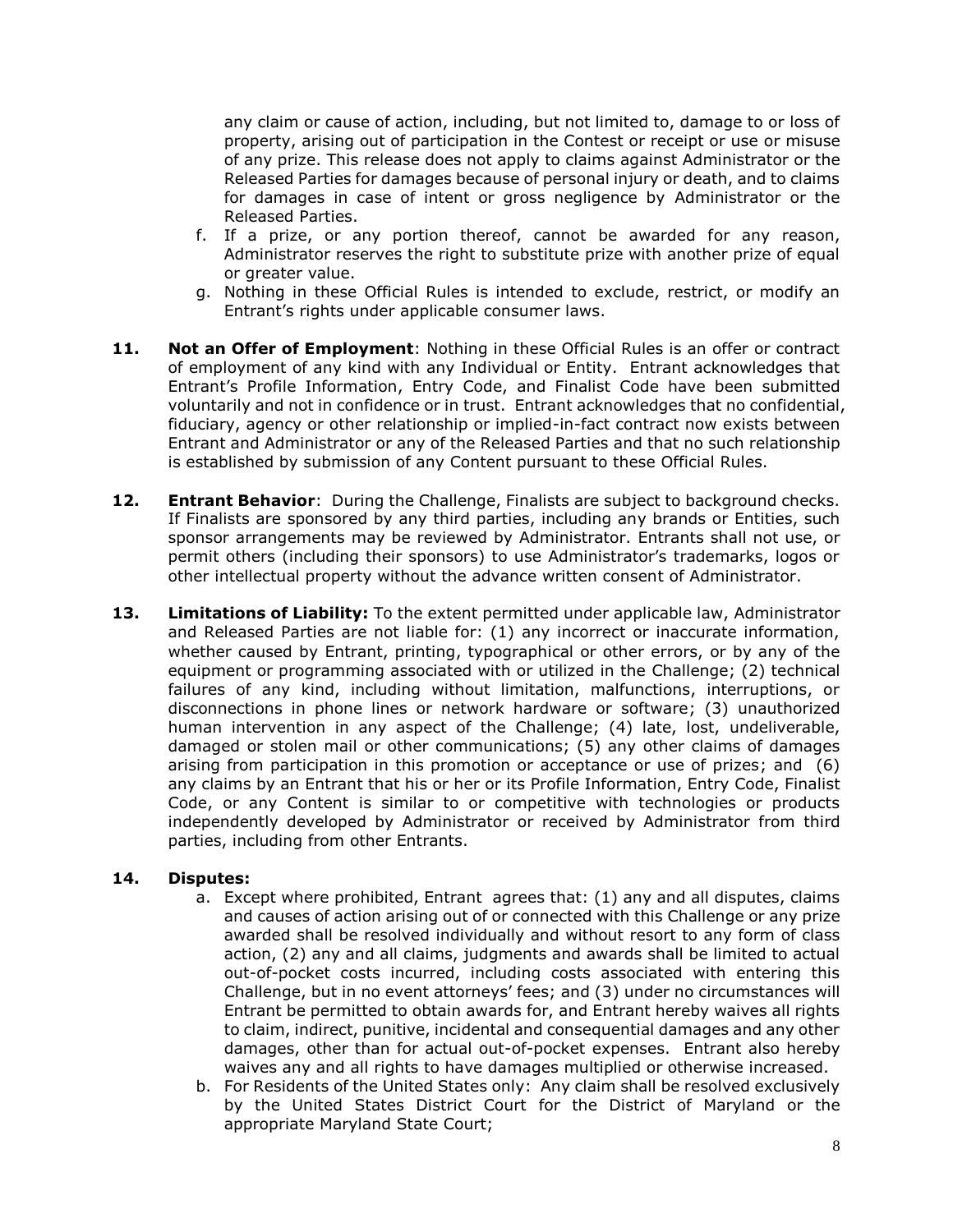any claim or cause of action, including, but not limited to, damage to or loss of property, arising out of participation in the Contest or receipt or use or misuse of any prize. This release does not apply to claims against Administrator or the Released Parties for damages because of personal injury or death, and to claims for damages in case of intent or gross negligence by Administrator or the Released Parties.

f. If a prize, or any portion thereof, cannot be awarded for any reason, Administrator reserves the right to substitute prize with another prize of equal or greater value.

g. Nothing in these Official Rules is intended to exclude, restrict, or modify an Entrant's rights under applicable consumer laws.

**11. Not an Offer of Employment**: Nothing in these Official Rules is an offer or contract of employment of any kind with any Individual or Entity. Entrant acknowledges that Entrant's Profile Information, Entry Code, and Finalist Code have been submitted voluntarily and not in confidence or in trust. Entrant acknowledges that no confidential, fiduciary, agency or other relationship or implied-in-fact contract now exists between Entrant and Administrator or any of the Released Parties and that no such relationship is established by submission of any Content pursuant to these Official Rules.

**12. Entrant Behavior**: During the Challenge, Finalists are subject to background checks. If Finalists are sponsored by any third parties, including any brands or Entities, such sponsor arrangements may be reviewed by Administrator. Entrants shall not use, or permit others (including their sponsors) to use Administrator's trademarks, logos or other intellectual property without the advance written consent of Administrator.

**13. Limitations of Liability:** To the extent permitted under applicable law, Administrator and Released Parties are not liable for: (1) any incorrect or inaccurate information, whether caused by Entrant, printing, typographical or other errors, or by any of the equipment or programming associated with or utilized in the Challenge; (2) technical failures of any kind, including without limitation, malfunctions, interruptions, or disconnections in phone lines or network hardware or software; (3) unauthorized human intervention in any aspect of the Challenge; (4) late, lost, undeliverable, damaged or stolen mail or other communications; (5) any other claims of damages arising from participation in this promotion or acceptance or use of prizes; and (6) any claims by an Entrant that his or her or its Profile Information, Entry Code, Finalist Code, or any Content is similar to or competitive with technologies or products independently developed by Administrator or received by Administrator from third parties, including from other Entrants.

**14. Disputes:**

a. Except where prohibited, Entrant agrees that: (1) any and all disputes, claims and causes of action arising out of or connected with this Challenge or any prize awarded shall be resolved individually and without resort to any form of class action, (2) any and all claims, judgments and awards shall be limited to actual out-of-pocket costs incurred, including costs associated with entering this Challenge, but in no event attorneys' fees; and (3) under no circumstances will Entrant be permitted to obtain awards for, and Entrant hereby waives all rights to claim, indirect, punitive, incidental and consequential damages and any other damages, other than for actual out-of-pocket expenses. Entrant also hereby waives any and all rights to have damages multiplied or otherwise increased.

b. For Residents of the United States only: Any claim shall be resolved exclusively by the United States District Court for the District of Maryland or the appropriate Maryland State Court;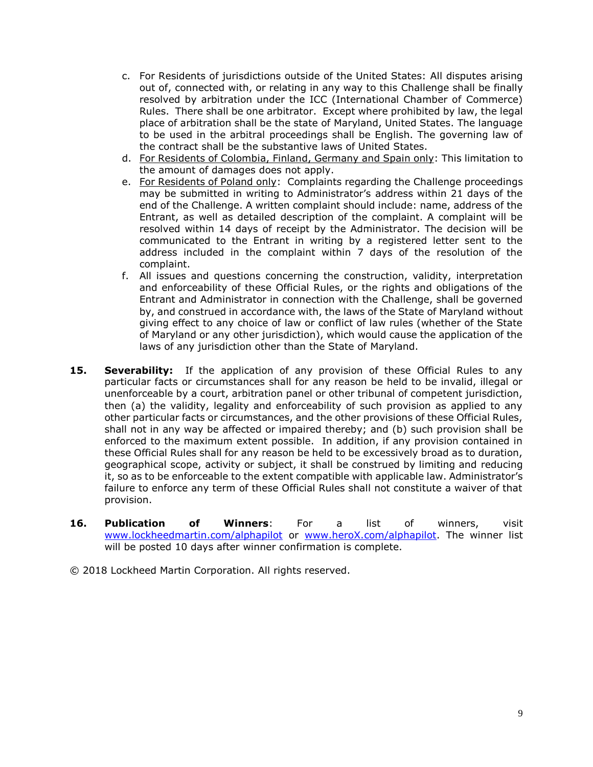c. For Residents of jurisdictions outside of the United States: All disputes arising out of, connected with, or relating in any way to this Challenge shall be finally resolved by arbitration under the ICC (International Chamber of Commerce) Rules. There shall be one arbitrator. Except where prohibited by law, the legal place of arbitration shall be the state of Maryland, United States. The language to be used in the arbitral proceedings shall be English. The governing law of the contract shall be the substantive laws of United States.

d. For Residents of Colombia, Finland, Germany and Spain only: This limitation to the amount of damages does not apply.

e. For Residents of Poland only: Complaints regarding the Challenge proceedings may be submitted in writing to Administrator's address within 21 days of the end of the Challenge. A written complaint should include: name, address of the Entrant, as well as detailed description of the complaint. A complaint will be resolved within 14 days of receipt by the Administrator. The decision will be communicated to the Entrant in writing by a registered letter sent to the address included in the complaint within 7 days of the resolution of the complaint.

f. All issues and questions concerning the construction, validity, interpretation and enforceability of these Official Rules, or the rights and obligations of the Entrant and Administrator in connection with the Challenge, shall be governed by, and construed in accordance with, the laws of the State of Maryland without giving effect to any choice of law or conflict of law rules (whether of the State of Maryland or any other jurisdiction), which would cause the application of the laws of any jurisdiction other than the State of Maryland.

**15. Severability:** If the application of any provision of these Official Rules to any particular facts or circumstances shall for any reason be held to be invalid, illegal or unenforceable by a court, arbitration panel or other tribunal of competent jurisdiction, then (a) the validity, legality and enforceability of such provision as applied to any other particular facts or circumstances, and the other provisions of these Official Rules, shall not in any way be affected or impaired thereby; and (b) such provision shall be enforced to the maximum extent possible. In addition, if any provision contained in these Official Rules shall for any reason be held to be excessively broad as to duration, geographical scope, activity or subject, it shall be construed by limiting and reducing it, so as to be enforceable to the extent compatible with applicable law. Administrator's failure to enforce any term of these Official Rules shall not constitute a waiver of that provision.

**16. Publication of Winners**: For a list of winners, visit www.lockheedmartin.com/alphapilot or www.heroX.com/alphapilot. The winner list will be posted 10 days after winner confirmation is complete.

© 2018 Lockheed Martin Corporation. All rights reserved.